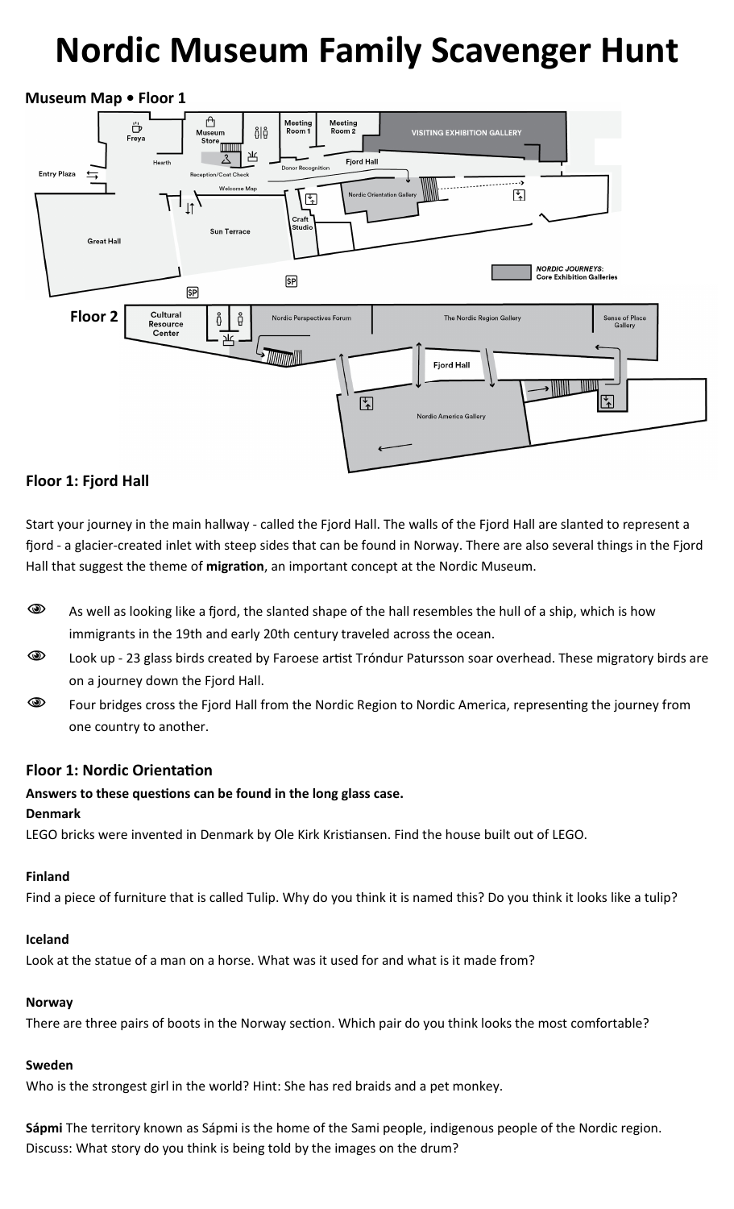# Nordic Museum Family Scavenger Hunt

**Museum Map • Floor 1**

Freya | Museum Store | Meeting Room 1 | Meeting Room 2 | VISITING EXHIBITION GALLERY | Hearth | Entry Plaza | Reception/Coat Check | Donor Recognition | Fjord Hall | Welcome Map | Nordic Orientation Gallery | Craft Studio | Sun Terrace | Great Hall | SP | SP | *NORDIC JOURNEYS: Core Exhibition Galleries*

**Floor 2**

Cultural Resource Center | Nordic Perspectives Forum | The Nordic Region Gallery | Sense of Place Gallery | Fjord Hall | Nordic America Gallery

## Floor 1: Fjord Hall

Start your journey in the main hallway - called the Fjord Hall. The walls of the Fjord Hall are slanted to represent a fjord - a glacier-created inlet with steep sides that can be found in Norway. There are also several things in the Fjord Hall that suggest the theme of **migration**, an important concept at the Nordic Museum.

- As well as looking like a fjord, the slanted shape of the hall resembles the hull of a ship, which is how immigrants in the 19th and early 20th century traveled across the ocean.
- Look up - 23 glass birds created by Faroese artist Tróndur Patursson soar overhead. These migratory birds are on a journey down the Fjord Hall.
- Four bridges cross the Fjord Hall from the Nordic Region to Nordic America, representing the journey from one country to another.

## Floor 1: Nordic Orientation

**Answers to these questions can be found in the long glass case.**

**Denmark**

LEGO bricks were invented in Denmark by Ole Kirk Kristiansen. Find the house built out of LEGO.

**Finland**

Find a piece of furniture that is called Tulip. Why do you think it is named this? Do you think it looks like a tulip?

**Iceland**

Look at the statue of a man on a horse. What was it used for and what is it made from?

**Norway**

There are three pairs of boots in the Norway section. Which pair do you think looks the most comfortable?

**Sweden**

Who is the strongest girl in the world? Hint: She has red braids and a pet monkey.

**Sápmi** The territory known as Sápmi is the home of the Sami people, indigenous people of the Nordic region. Discuss: What story do you think is being told by the images on the drum?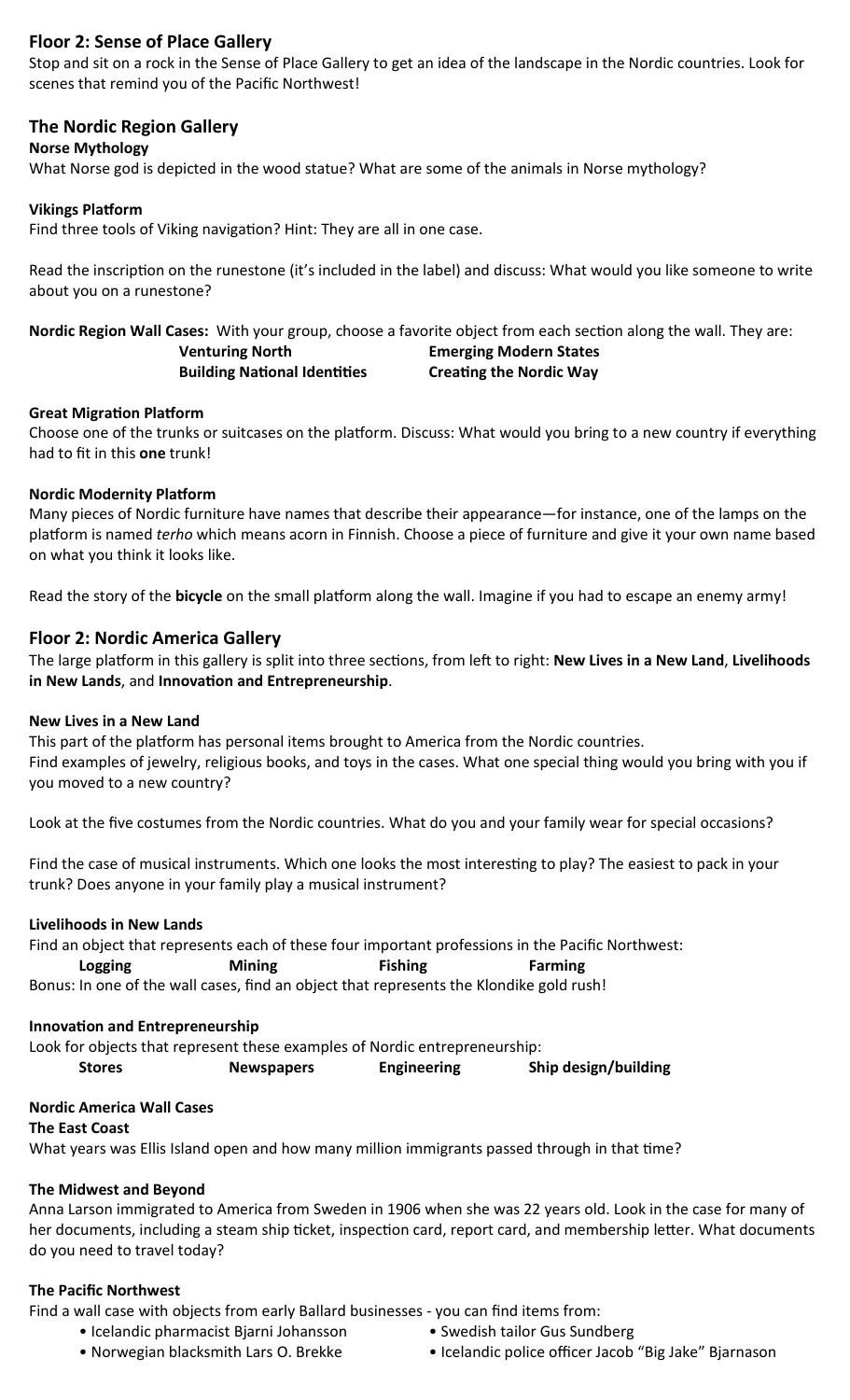## Floor 2: Sense of Place Gallery

Stop and sit on a rock in the Sense of Place Gallery to get an idea of the landscape in the Nordic countries. Look for scenes that remind you of the Pacific Northwest!

## The Nordic Region Gallery

### Norse Mythology

What Norse god is depicted in the wood statue? What are some of the animals in Norse mythology?

### Vikings Platform

Find three tools of Viking navigation? Hint: They are all in one case.

Read the inscription on the runestone (it's included in the label) and discuss: What would you like someone to write about you on a runestone?

**Nordic Region Wall Cases:** With your group, choose a favorite object from each section along the wall. They are:

- **Venturing North**
- **Emerging Modern States**
- **Building National Identities**
- **Creating the Nordic Way**

### Great Migration Platform

Choose one of the trunks or suitcases on the platform. Discuss: What would you bring to a new country if everything had to fit in this **one** trunk!

### Nordic Modernity Platform

Many pieces of Nordic furniture have names that describe their appearance—for instance, one of the lamps on the platform is named *terho* which means acorn in Finnish. Choose a piece of furniture and give it your own name based on what you think it looks like.

Read the story of the **bicycle** on the small platform along the wall. Imagine if you had to escape an enemy army!

## Floor 2: Nordic America Gallery

The large platform in this gallery is split into three sections, from left to right: **New Lives in a New Land**, **Livelihoods in New Lands**, and **Innovation and Entrepreneurship**.

### New Lives in a New Land

This part of the platform has personal items brought to America from the Nordic countries.
Find examples of jewelry, religious books, and toys in the cases. What one special thing would you bring with you if you moved to a new country?

Look at the five costumes from the Nordic countries. What do you and your family wear for special occasions?

Find the case of musical instruments. Which one looks the most interesting to play? The easiest to pack in your trunk? Does anyone in your family play a musical instrument?

### Livelihoods in New Lands

Find an object that represents each of these four important professions in the Pacific Northwest:

**Logging** **Mining** **Fishing** **Farming**

Bonus: In one of the wall cases, find an object that represents the Klondike gold rush!

### Innovation and Entrepreneurship

Look for objects that represent these examples of Nordic entrepreneurship:

**Stores** **Newspapers** **Engineering** **Ship design/building**

### Nordic America Wall Cases

#### The East Coast

What years was Ellis Island open and how many million immigrants passed through in that time?

#### The Midwest and Beyond

Anna Larson immigrated to America from Sweden in 1906 when she was 22 years old. Look in the case for many of her documents, including a steam ship ticket, inspection card, report card, and membership letter. What documents do you need to travel today?

#### The Pacific Northwest

Find a wall case with objects from early Ballard businesses - you can find items from:

- Icelandic pharmacist Bjarni Johansson
- Swedish tailor Gus Sundberg
- Norwegian blacksmith Lars O. Brekke
- Icelandic police officer Jacob "Big Jake" Bjarnason